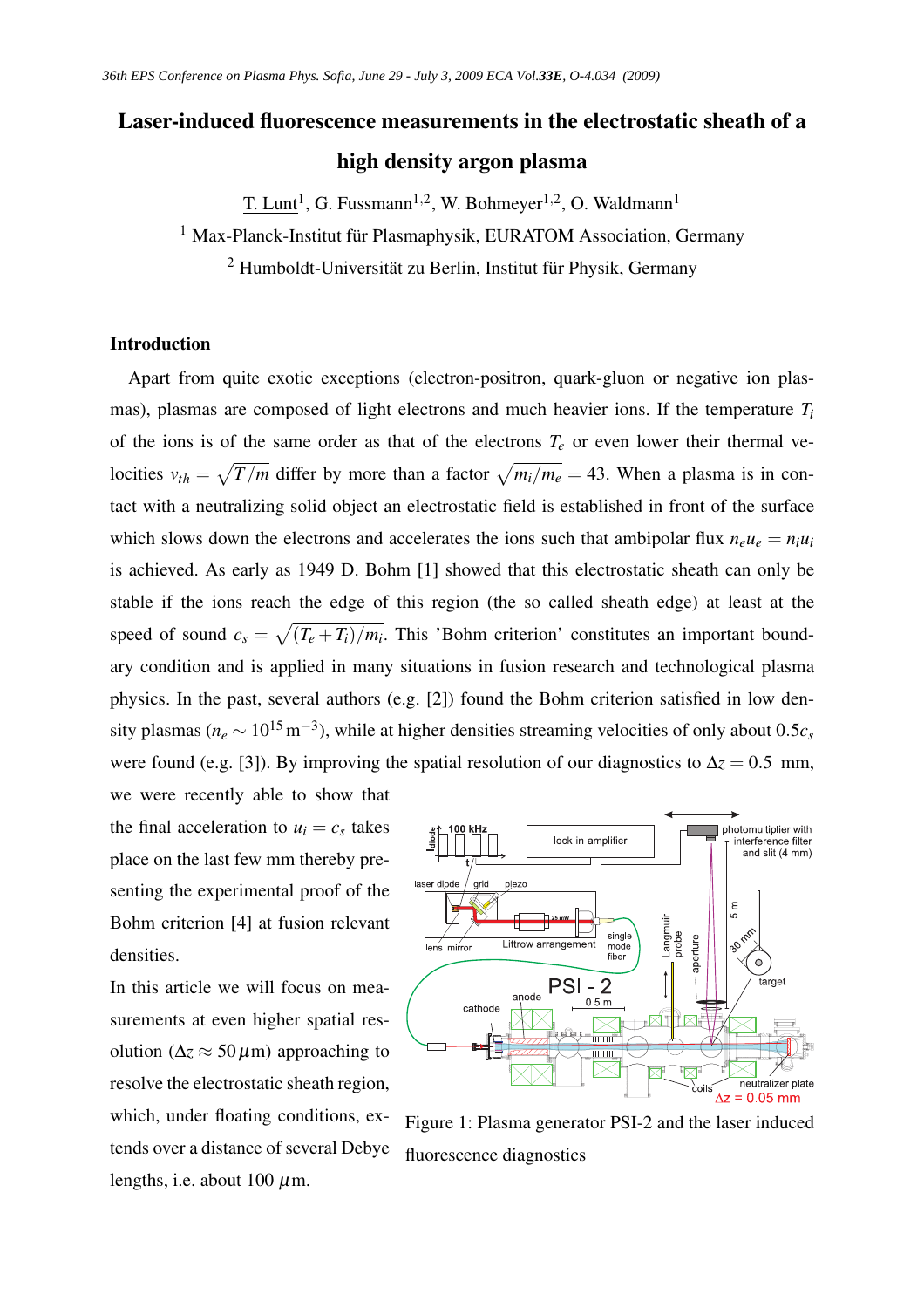# Laser-induced fluorescence measurements in the electrostatic sheath of a high density argon plasma

T. Lunt[1], G. Fussmann[1,2], W. Bohmeyer[1,2], O. Waldmann[1]

[1] Max-Planck-Institut für Plasmaphysik, EURATOM Association, Germany

[2] Humboldt-Universität zu Berlin, Institut für Physik, Germany

## Introduction

Apart from quite exotic exceptions (electron-positron, quark-gluon or negative ion plasmas), plasmas are composed of light electrons and much heavier ions. If the temperature $T_i$ of the ions is of the same order as that of the electrons $T_e$ or even lower their thermal velocities $v_{th} = \sqrt{T/m}$ differ by more than a factor $\sqrt{m_i/m_e} = 43$. When a plasma is in contact with a neutralizing solid object an electrostatic field is established in front of the surface which slows down the electrons and accelerates the ions such that ambipolar flux $n_e u_e = n_i u_i$ is achieved. As early as 1949 D. Bohm [1] showed that this electrostatic sheath can only be stable if the ions reach the edge of this region (the so called sheath edge) at least at the speed of sound $c_s = \sqrt{(T_e + T_i)/m_i}$. This 'Bohm criterion' constitutes an important boundary condition and is applied in many situations in fusion research and technological plasma physics. In the past, several authors (e.g. [2]) found the Bohm criterion satisfied in low density plasmas ($n_e \sim 10^{15}\,\mathrm{m}^{-3}$), while at higher densities streaming velocities of only about $0.5c_s$ were found (e.g. [3]). By improving the spatial resolution of our diagnostics to $\Delta z = 0.5$ mm, we were recently able to show that the final acceleration to $u_i = c_s$ takes place on the last few mm thereby presenting the experimental proof of the Bohm criterion [4] at fusion relevant densities.

In this article we will focus on measurements at even higher spatial resolution ($\Delta z \approx 50\,\mu$m) approaching to resolve the electrostatic sheath region, which, under floating conditions, extends over a distance of several Debye lengths, i.e. about 100 $\mu$m.

Figure 1: Plasma generator PSI-2 and the laser induced fluorescence diagnostics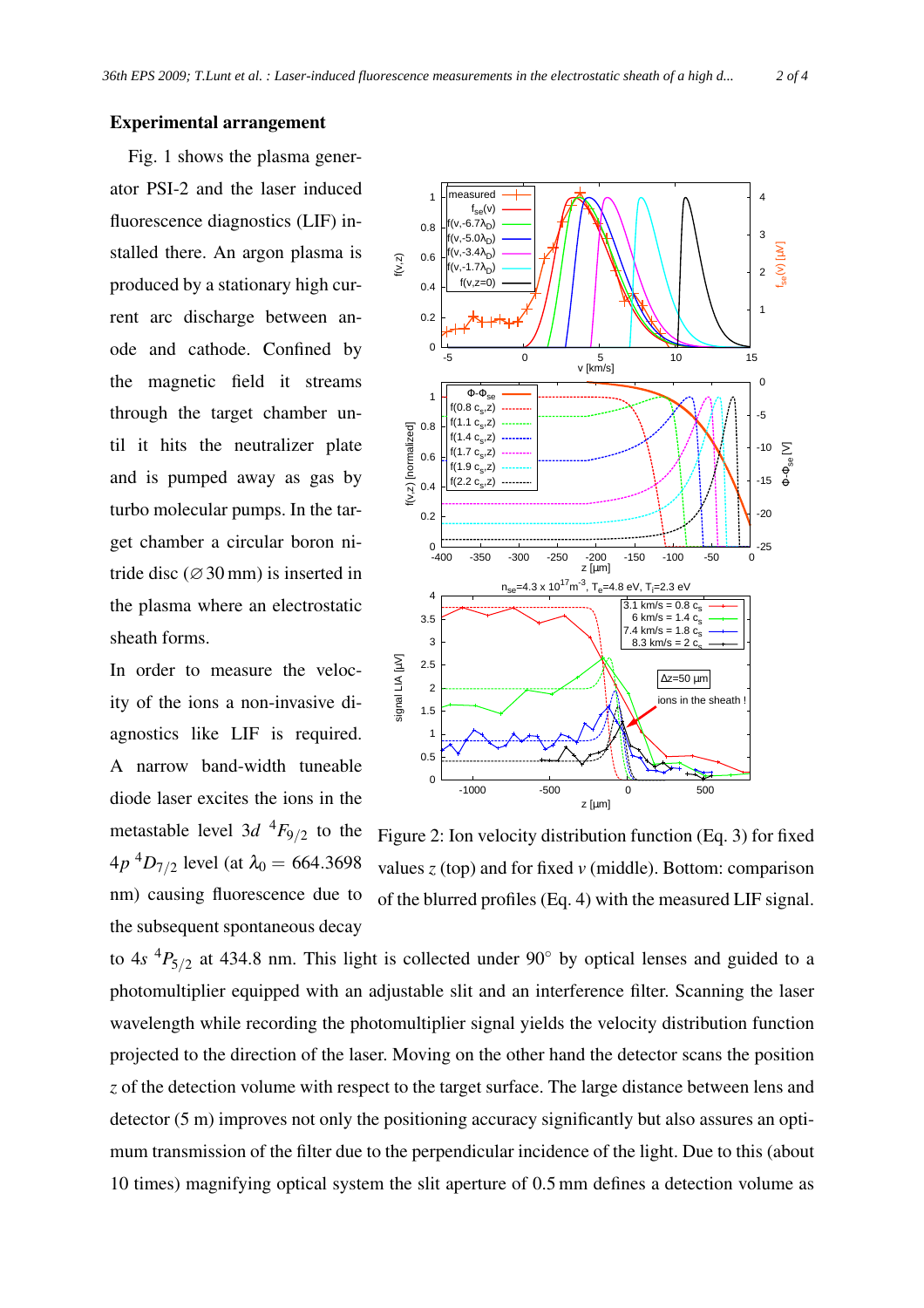## Experimental arrangement

Fig. 1 shows the plasma generator PSI-2 and the laser induced fluorescence diagnostics (LIF) installed there. An argon plasma is produced by a stationary high current arc discharge between anode and cathode. Confined by the magnetic field it streams through the target chamber until it hits the neutralizer plate and is pumped away as gas by turbo molecular pumps. In the target chamber a circular boron nitride disc (∅ 30 mm) is inserted in the plasma where an electrostatic sheath forms.

In order to measure the velocity of the ions a non-invasive diagnostics like LIF is required. A narrow band-width tuneable diode laser excites the ions in the metastable level $3d\ ^4F_{9/2}$ to the $4p\ ^4D_{7/2}$ level (at $\lambda_0 = 664.3698$ nm) causing fluorescence due to the subsequent spontaneous decay to $4s\ ^4P_{5/2}$ at 434.8 nm. This light is collected under 90° by optical lenses and guided to a photomultiplier equipped with an adjustable slit and an interference filter. Scanning the laser wavelength while recording the photomultiplier signal yields the velocity distribution function projected to the direction of the laser. Moving on the other hand the detector scans the position $z$ of the detection volume with respect to the target surface. The large distance between lens and detector (5 m) improves not only the positioning accuracy significantly but also assures an optimum transmission of the filter due to the perpendicular incidence of the light. Due to this (about 10 times) magnifying optical system the slit aperture of 0.5 mm defines a detection volume as

Figure 2: Ion velocity distribution function (Eq. 3) for fixed values $z$ (top) and for fixed $v$ (middle). Bottom: comparison of the blurred profiles (Eq. 4) with the measured LIF signal.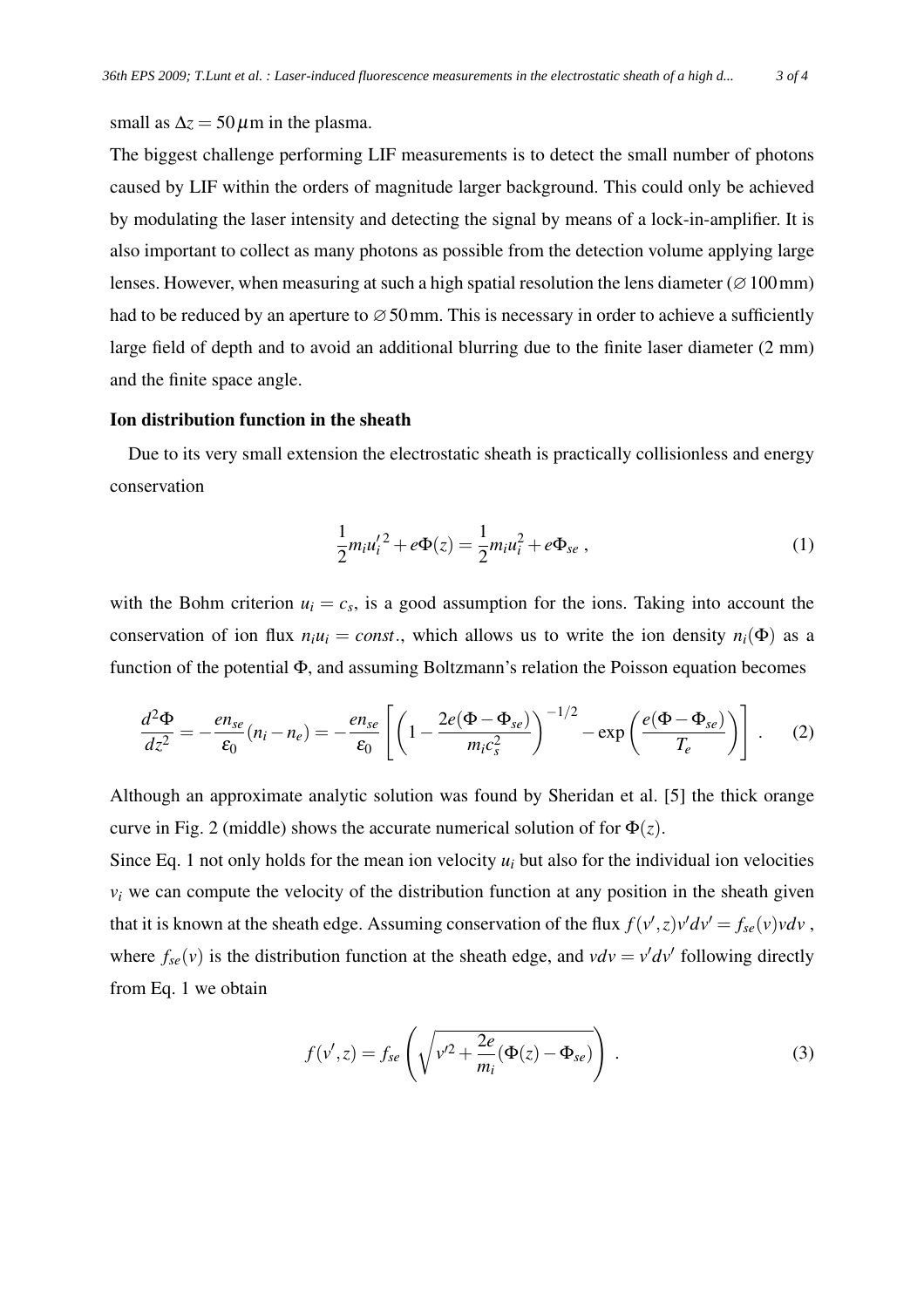small as $\Delta z = 50\,\mu$m in the plasma.

The biggest challenge performing LIF measurements is to detect the small number of photons caused by LIF within the orders of magnitude larger background. This could only be achieved by modulating the laser intensity and detecting the signal by means of a lock-in-amplifier. It is also important to collect as many photons as possible from the detection volume applying large lenses. However, when measuring at such a high spatial resolution the lens diameter ($\varnothing\,100\,$mm) had to be reduced by an aperture to $\varnothing\,50\,$mm. This is necessary in order to achieve a sufficiently large field of depth and to avoid an additional blurring due to the finite laser diameter (2 mm) and the finite space angle.

**Ion distribution function in the sheath**

Due to its very small extension the electrostatic sheath is practically collisionless and energy conservation

$$\frac{1}{2}m_i {u_i'}^2 + e\Phi(z) = \frac{1}{2}m_i u_i^2 + e\Phi_{se}\,, \tag{1}$$

with the Bohm criterion $u_i = c_s$, is a good assumption for the ions. Taking into account the conservation of ion flux $n_i u_i = const.$, which allows us to write the ion density $n_i(\Phi)$ as a function of the potential $\Phi$, and assuming Boltzmann's relation the Poisson equation becomes

$$\frac{d^2\Phi}{dz^2} = -\frac{en_{se}}{\varepsilon_0}(n_i - n_e) = -\frac{en_{se}}{\varepsilon_0}\left[\left(1 - \frac{2e(\Phi-\Phi_{se})}{m_i c_s^2}\right)^{-1/2} - \exp\left(\frac{e(\Phi-\Phi_{se})}{T_e}\right)\right]\,. \tag{2}$$

Although an approximate analytic solution was found by Sheridan et al. [5] the thick orange curve in Fig. 2 (middle) shows the accurate numerical solution of for $\Phi(z)$.

Since Eq. 1 not only holds for the mean ion velocity $u_i$ but also for the individual ion velocities $v_i$ we can compute the velocity of the distribution function at any position in the sheath given that it is known at the sheath edge. Assuming conservation of the flux $f(v',z)v'dv' = f_{se}(v)vdv$, where $f_{se}(v)$ is the distribution function at the sheath edge, and $vdv = v'dv'$ following directly from Eq. 1 we obtain

$$f(v',z) = f_{se}\left(\sqrt{v'^2 + \frac{2e}{m_i}(\Phi(z) - \Phi_{se})}\right)\,. \tag{3}$$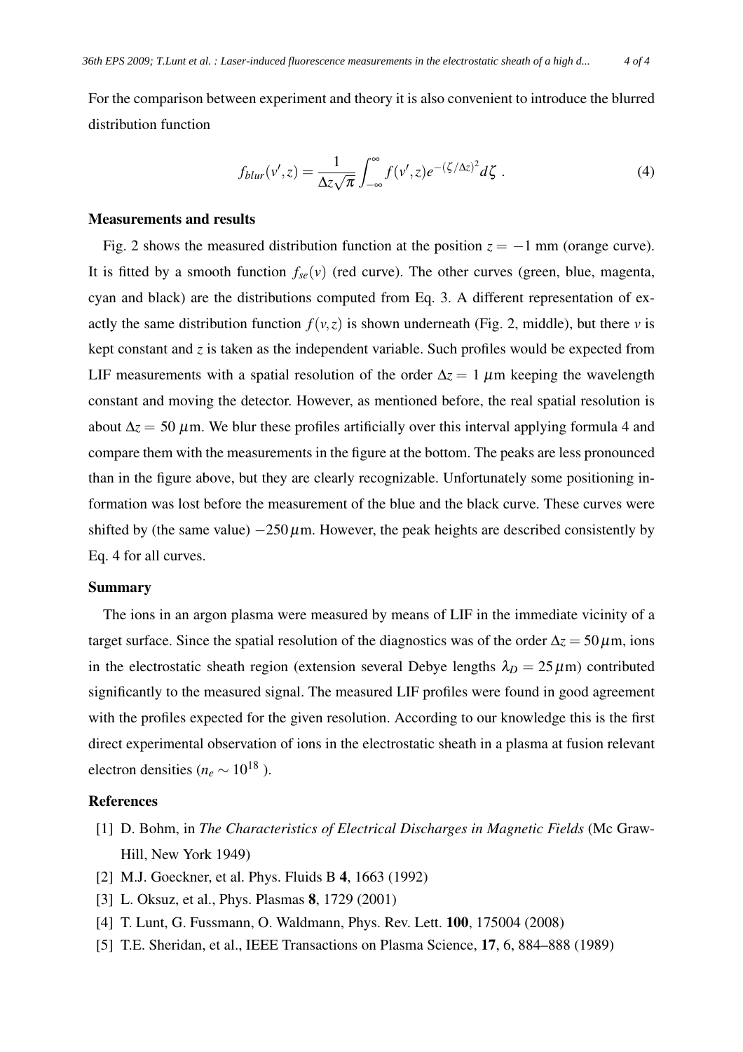For the comparison between experiment and theory it is also convenient to introduce the blurred distribution function

$$f_{blur}(v', z) = \frac{1}{\Delta z \sqrt{\pi}} \int_{-\infty}^{\infty} f(v', z) e^{-(\zeta/\Delta z)^2} d\zeta \ . \tag{4}$$

### Measurements and results

Fig. 2 shows the measured distribution function at the position $z = -1$ mm (orange curve). It is fitted by a smooth function $f_{se}(v)$ (red curve). The other curves (green, blue, magenta, cyan and black) are the distributions computed from Eq. 3. A different representation of exactly the same distribution function $f(v,z)$ is shown underneath (Fig. 2, middle), but there $v$ is kept constant and $z$ is taken as the independent variable. Such profiles would be expected from LIF measurements with a spatial resolution of the order $\Delta z = 1\ \mu$m keeping the wavelength constant and moving the detector. However, as mentioned before, the real spatial resolution is about $\Delta z = 50\ \mu$m. We blur these profiles artificially over this interval applying formula 4 and compare them with the measurements in the figure at the bottom. The peaks are less pronounced than in the figure above, but they are clearly recognizable. Unfortunately some positioning information was lost before the measurement of the blue and the black curve. These curves were shifted by (the same value) $-250\,\mu$m. However, the peak heights are described consistently by Eq. 4 for all curves.

### Summary

The ions in an argon plasma were measured by means of LIF in the immediate vicinity of a target surface. Since the spatial resolution of the diagnostics was of the order $\Delta z = 50\,\mu$m, ions in the electrostatic sheath region (extension several Debye lengths $\lambda_D = 25\,\mu$m) contributed significantly to the measured signal. The measured LIF profiles were found in good agreement with the profiles expected for the given resolution. According to our knowledge this is the first direct experimental observation of ions in the electrostatic sheath in a plasma at fusion relevant electron densities ($n_e \sim 10^{18}$ ).

### References

[1] D. Bohm, in *The Characteristics of Electrical Discharges in Magnetic Fields* (Mc Graw-Hill, New York 1949)

[2] M.J. Goeckner, et al. Phys. Fluids B **4**, 1663 (1992)

[3] L. Oksuz, et al., Phys. Plasmas **8**, 1729 (2001)

[4] T. Lunt, G. Fussmann, O. Waldmann, Phys. Rev. Lett. **100**, 175004 (2008)

[5] T.E. Sheridan, et al., IEEE Transactions on Plasma Science, **17**, 6, 884–888 (1989)